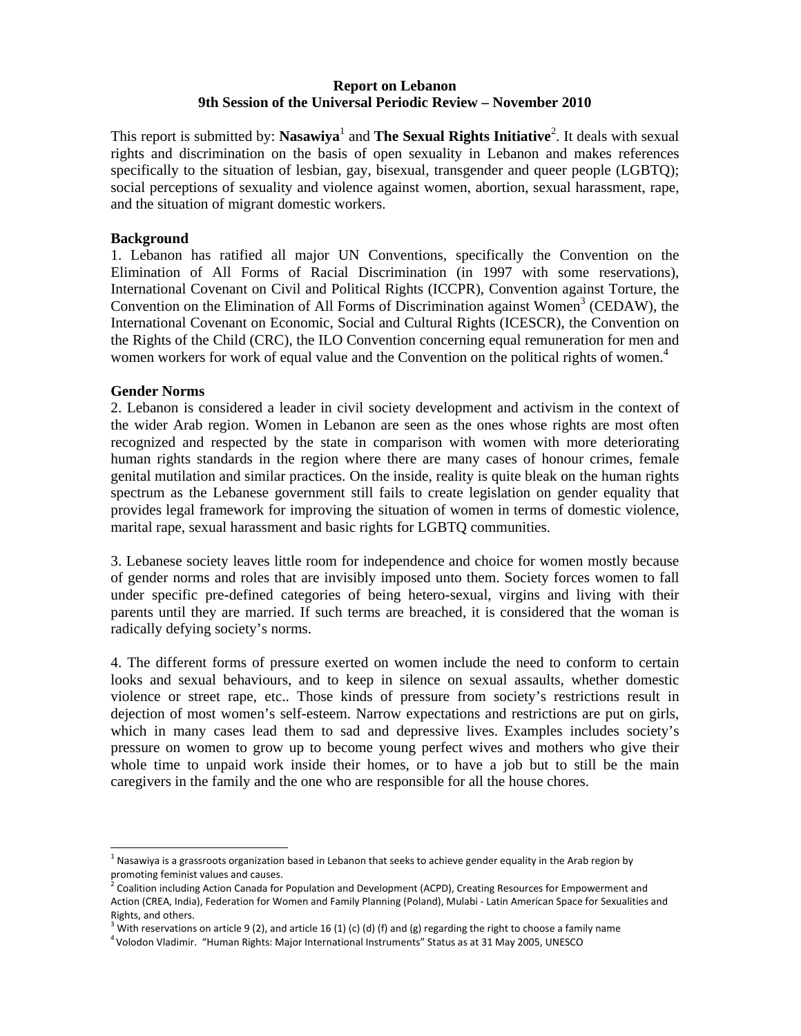**Report on Lebanon**
**9th Session of the Universal Periodic Review – November 2010**

This report is submitted by: **Nasawiya**[1] and **The Sexual Rights Initiative**[2]. It deals with sexual rights and discrimination on the basis of open sexuality in Lebanon and makes references specifically to the situation of lesbian, gay, bisexual, transgender and queer people (LGBTQ); social perceptions of sexuality and violence against women, abortion, sexual harassment, rape, and the situation of migrant domestic workers.

## Background

1. Lebanon has ratified all major UN Conventions, specifically the Convention on the Elimination of All Forms of Racial Discrimination (in 1997 with some reservations), International Covenant on Civil and Political Rights (ICCPR), Convention against Torture, the Convention on the Elimination of All Forms of Discrimination against Women[3] (CEDAW), the International Covenant on Economic, Social and Cultural Rights (ICESCR), the Convention on the Rights of the Child (CRC), the ILO Convention concerning equal remuneration for men and women workers for work of equal value and the Convention on the political rights of women.[4]

## Gender Norms

2. Lebanon is considered a leader in civil society development and activism in the context of the wider Arab region. Women in Lebanon are seen as the ones whose rights are most often recognized and respected by the state in comparison with women with more deteriorating human rights standards in the region where there are many cases of honour crimes, female genital mutilation and similar practices. On the inside, reality is quite bleak on the human rights spectrum as the Lebanese government still fails to create legislation on gender equality that provides legal framework for improving the situation of women in terms of domestic violence, marital rape, sexual harassment and basic rights for LGBTQ communities.

3. Lebanese society leaves little room for independence and choice for women mostly because of gender norms and roles that are invisibly imposed unto them. Society forces women to fall under specific pre-defined categories of being hetero-sexual, virgins and living with their parents until they are married. If such terms are breached, it is considered that the woman is radically defying society's norms.

4. The different forms of pressure exerted on women include the need to conform to certain looks and sexual behaviours, and to keep in silence on sexual assaults, whether domestic violence or street rape, etc.. Those kinds of pressure from society's restrictions result in dejection of most women's self-esteem. Narrow expectations and restrictions are put on girls, which in many cases lead them to sad and depressive lives. Examples includes society's pressure on women to grow up to become young perfect wives and mothers who give their whole time to unpaid work inside their homes, or to have a job but to still be the main caregivers in the family and the one who are responsible for all the house chores.

---

[1] Nasawiya is a grassroots organization based in Lebanon that seeks to achieve gender equality in the Arab region by promoting feminist values and causes.

[2] Coalition including Action Canada for Population and Development (ACPD), Creating Resources for Empowerment and Action (CREA, India), Federation for Women and Family Planning (Poland), Mulabi - Latin American Space for Sexualities and Rights, and others.

[3] With reservations on article 9 (2), and article 16 (1) (c) (d) (f) and (g) regarding the right to choose a family name

[4] Volodon Vladimir. "Human Rights: Major International Instruments" Status as at 31 May 2005, UNESCO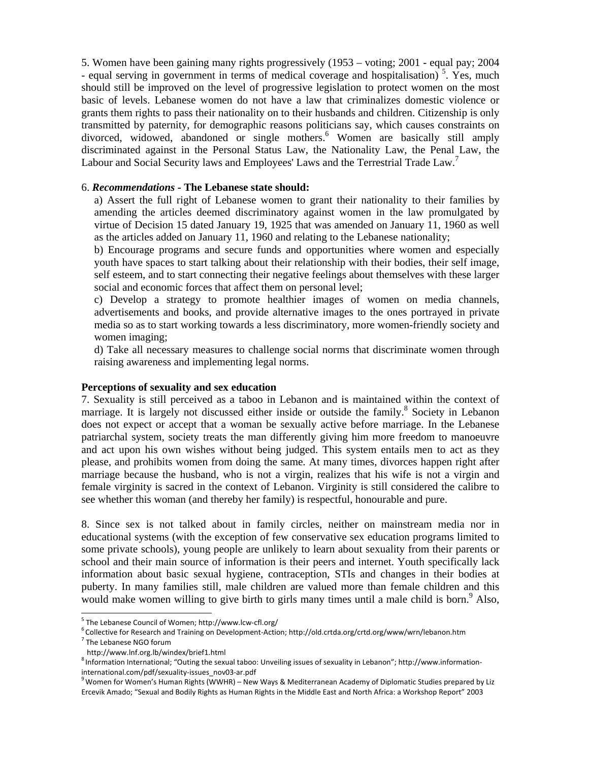5. Women have been gaining many rights progressively (1953 – voting; 2001 - equal pay; 2004 - equal serving in government in terms of medical coverage and hospitalisation) [5]. Yes, much should still be improved on the level of progressive legislation to protect women on the most basic of levels. Lebanese women do not have a law that criminalizes domestic violence or grants them rights to pass their nationality on to their husbands and children. Citizenship is only transmitted by paternity, for demographic reasons politicians say, which causes constraints on divorced, widowed, abandoned or single mothers.[6] Women are basically still amply discriminated against in the Personal Status Law, the Nationality Law, the Penal Law, the Labour and Social Security laws and Employees' Laws and the Terrestrial Trade Law.[7]

6. ***Recommendations*** **- The Lebanese state should:**

a) Assert the full right of Lebanese women to grant their nationality to their families by amending the articles deemed discriminatory against women in the law promulgated by virtue of Decision 15 dated January 19, 1925 that was amended on January 11, 1960 as well as the articles added on January 11, 1960 and relating to the Lebanese nationality;

b) Encourage programs and secure funds and opportunities where women and especially youth have spaces to start talking about their relationship with their bodies, their self image, self esteem, and to start connecting their negative feelings about themselves with these larger social and economic forces that affect them on personal level;

c) Develop a strategy to promote healthier images of women on media channels, advertisements and books, and provide alternative images to the ones portrayed in private media so as to start working towards a less discriminatory, more women-friendly society and women imaging;

d) Take all necessary measures to challenge social norms that discriminate women through raising awareness and implementing legal norms.

**Perceptions of sexuality and sex education**

7. Sexuality is still perceived as a taboo in Lebanon and is maintained within the context of marriage. It is largely not discussed either inside or outside the family.[8] Society in Lebanon does not expect or accept that a woman be sexually active before marriage. In the Lebanese patriarchal system, society treats the man differently giving him more freedom to manoeuvre and act upon his own wishes without being judged. This system entails men to act as they please, and prohibits women from doing the same. At many times, divorces happen right after marriage because the husband, who is not a virgin, realizes that his wife is not a virgin and female virginity is sacred in the context of Lebanon. Virginity is still considered the calibre to see whether this woman (and thereby her family) is respectful, honourable and pure.

8. Since sex is not talked about in family circles, neither on mainstream media nor in educational systems (with the exception of few conservative sex education programs limited to some private schools), young people are unlikely to learn about sexuality from their parents or school and their main source of information is their peers and internet. Youth specifically lack information about basic sexual hygiene, contraception, STIs and changes in their bodies at puberty. In many families still, male children are valued more than female children and this would make women willing to give birth to girls many times until a male child is born.[9] Also,

---

[5] The Lebanese Council of Women; http://www.lcw-cfl.org/

[6] Collective for Research and Training on Development-Action; http://old.crtda.org/crtd.org/www/wrn/lebanon.htm

[7] The Lebanese NGO forum http://www.lnf.org.lb/windex/brief1.html

[8] Information International; "Outing the sexual taboo: Unveiling issues of sexuality in Lebanon"; http://www.information-international.com/pdf/sexuality-issues_nov03-ar.pdf

[9] Women for Women's Human Rights (WWHR) – New Ways & Mediterranean Academy of Diplomatic Studies prepared by Liz Ercevik Amado; "Sexual and Bodily Rights as Human Rights in the Middle East and North Africa: a Workshop Report" 2003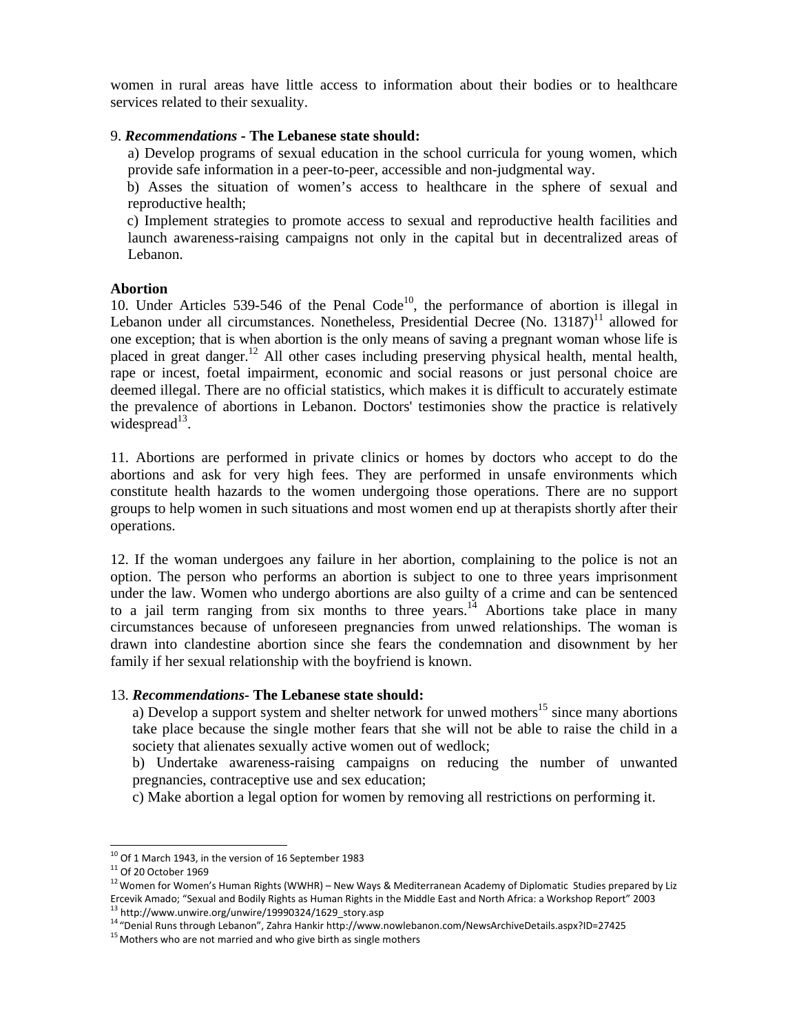women in rural areas have little access to information about their bodies or to healthcare services related to their sexuality.

9. ***Recommendations* - The Lebanese state should:**

a) Develop programs of sexual education in the school curricula for young women, which provide safe information in a peer-to-peer, accessible and non-judgmental way.

b) Asses the situation of women's access to healthcare in the sphere of sexual and reproductive health;

c) Implement strategies to promote access to sexual and reproductive health facilities and launch awareness-raising campaigns not only in the capital but in decentralized areas of Lebanon.

**Abortion**

10. Under Articles 539-546 of the Penal Code[10], the performance of abortion is illegal in Lebanon under all circumstances. Nonetheless, Presidential Decree (No. 13187)[11] allowed for one exception; that is when abortion is the only means of saving a pregnant woman whose life is placed in great danger.[12] All other cases including preserving physical health, mental health, rape or incest, foetal impairment, economic and social reasons or just personal choice are deemed illegal. There are no official statistics, which makes it is difficult to accurately estimate the prevalence of abortions in Lebanon. Doctors' testimonies show the practice is relatively widespread[13].

11. Abortions are performed in private clinics or homes by doctors who accept to do the abortions and ask for very high fees. They are performed in unsafe environments which constitute health hazards to the women undergoing those operations. There are no support groups to help women in such situations and most women end up at therapists shortly after their operations.

12. If the woman undergoes any failure in her abortion, complaining to the police is not an option. The person who performs an abortion is subject to one to three years imprisonment under the law. Women who undergo abortions are also guilty of a crime and can be sentenced to a jail term ranging from six months to three years.[14] Abortions take place in many circumstances because of unforeseen pregnancies from unwed relationships. The woman is drawn into clandestine abortion since she fears the condemnation and disownment by her family if her sexual relationship with the boyfriend is known.

13. ***Recommendations*- The Lebanese state should:**

a) Develop a support system and shelter network for unwed mothers[15] since many abortions take place because the single mother fears that she will not be able to raise the child in a society that alienates sexually active women out of wedlock;

b) Undertake awareness-raising campaigns on reducing the number of unwanted pregnancies, contraceptive use and sex education;

c) Make abortion a legal option for women by removing all restrictions on performing it.

---

[10] Of 1 March 1943, in the version of 16 September 1983

[11] Of 20 October 1969

[12] Women for Women's Human Rights (WWHR) – New Ways & Mediterranean Academy of Diplomatic Studies prepared by Liz Ercevik Amado; "Sexual and Bodily Rights as Human Rights in the Middle East and North Africa: a Workshop Report" 2003

[13] http://www.unwire.org/unwire/19990324/1629_story.asp

[14] "Denial Runs through Lebanon", Zahra Hankir http://www.nowlebanon.com/NewsArchiveDetails.aspx?ID=27425

[15] Mothers who are not married and who give birth as single mothers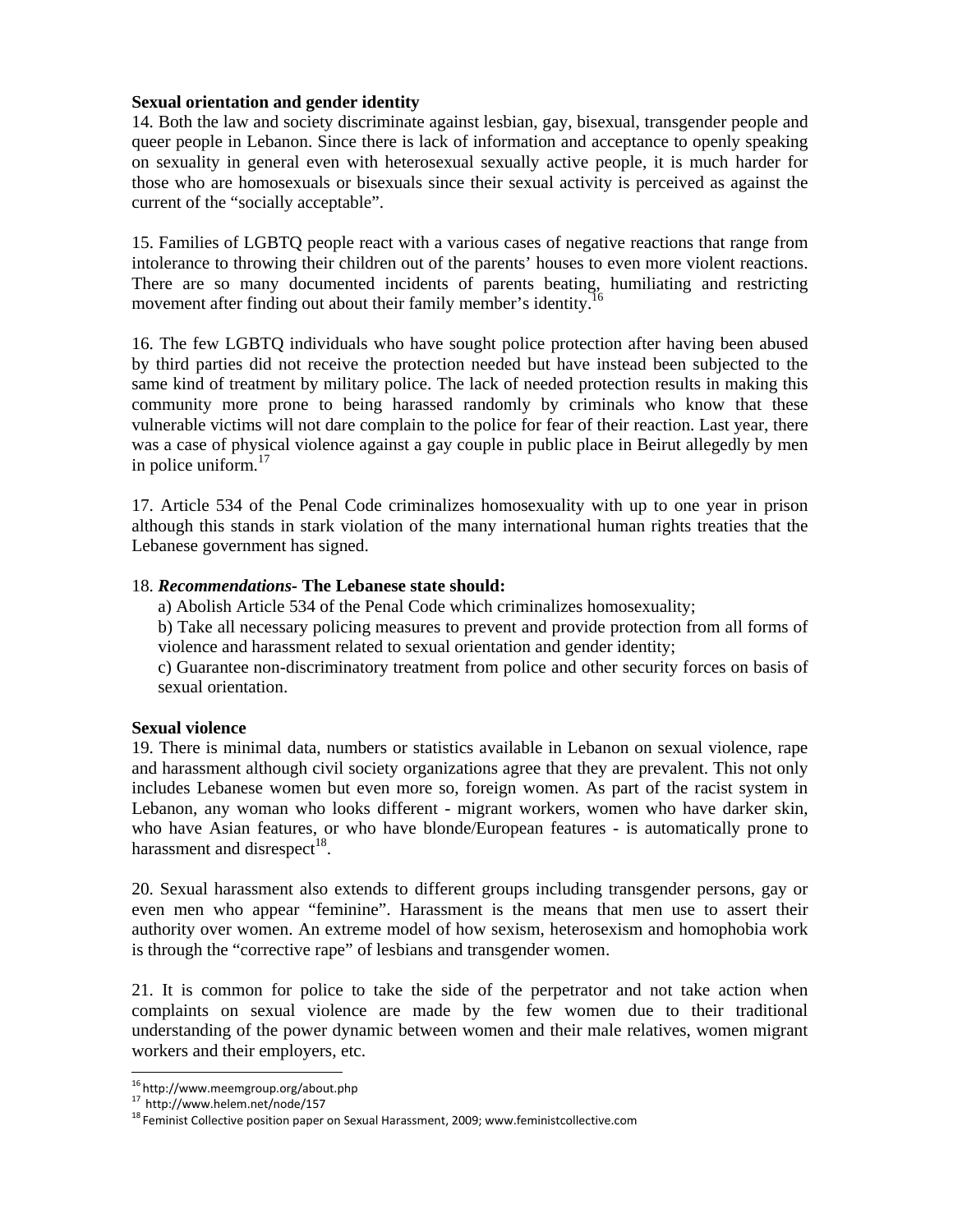**Sexual orientation and gender identity**

14. Both the law and society discriminate against lesbian, gay, bisexual, transgender people and queer people in Lebanon. Since there is lack of information and acceptance to openly speaking on sexuality in general even with heterosexual sexually active people, it is much harder for those who are homosexuals or bisexuals since their sexual activity is perceived as against the current of the "socially acceptable".

15. Families of LGBTQ people react with a various cases of negative reactions that range from intolerance to throwing their children out of the parents' houses to even more violent reactions. There are so many documented incidents of parents beating, humiliating and restricting movement after finding out about their family member's identity.[16]

16. The few LGBTQ individuals who have sought police protection after having been abused by third parties did not receive the protection needed but have instead been subjected to the same kind of treatment by military police. The lack of needed protection results in making this community more prone to being harassed randomly by criminals who know that these vulnerable victims will not dare complain to the police for fear of their reaction. Last year, there was a case of physical violence against a gay couple in public place in Beirut allegedly by men in police uniform.[17]

17. Article 534 of the Penal Code criminalizes homosexuality with up to one year in prison although this stands in stark violation of the many international human rights treaties that the Lebanese government has signed.

18. ***Recommendations*- The Lebanese state should:**

a) Abolish Article 534 of the Penal Code which criminalizes homosexuality;

b) Take all necessary policing measures to prevent and provide protection from all forms of violence and harassment related to sexual orientation and gender identity;

c) Guarantee non-discriminatory treatment from police and other security forces on basis of sexual orientation.

**Sexual violence**

19. There is minimal data, numbers or statistics available in Lebanon on sexual violence, rape and harassment although civil society organizations agree that they are prevalent. This not only includes Lebanese women but even more so, foreign women. As part of the racist system in Lebanon, any woman who looks different - migrant workers, women who have darker skin, who have Asian features, or who have blonde/European features - is automatically prone to harassment and disrespect[18].

20. Sexual harassment also extends to different groups including transgender persons, gay or even men who appear "feminine". Harassment is the means that men use to assert their authority over women. An extreme model of how sexism, heterosexism and homophobia work is through the "corrective rape" of lesbians and transgender women.

21. It is common for police to take the side of the perpetrator and not take action when complaints on sexual violence are made by the few women due to their traditional understanding of the power dynamic between women and their male relatives, women migrant workers and their employers, etc.

---

[16] http://www.meemgroup.org/about.php

[17] http://www.helem.net/node/157

[18] Feminist Collective position paper on Sexual Harassment, 2009; www.feministcollective.com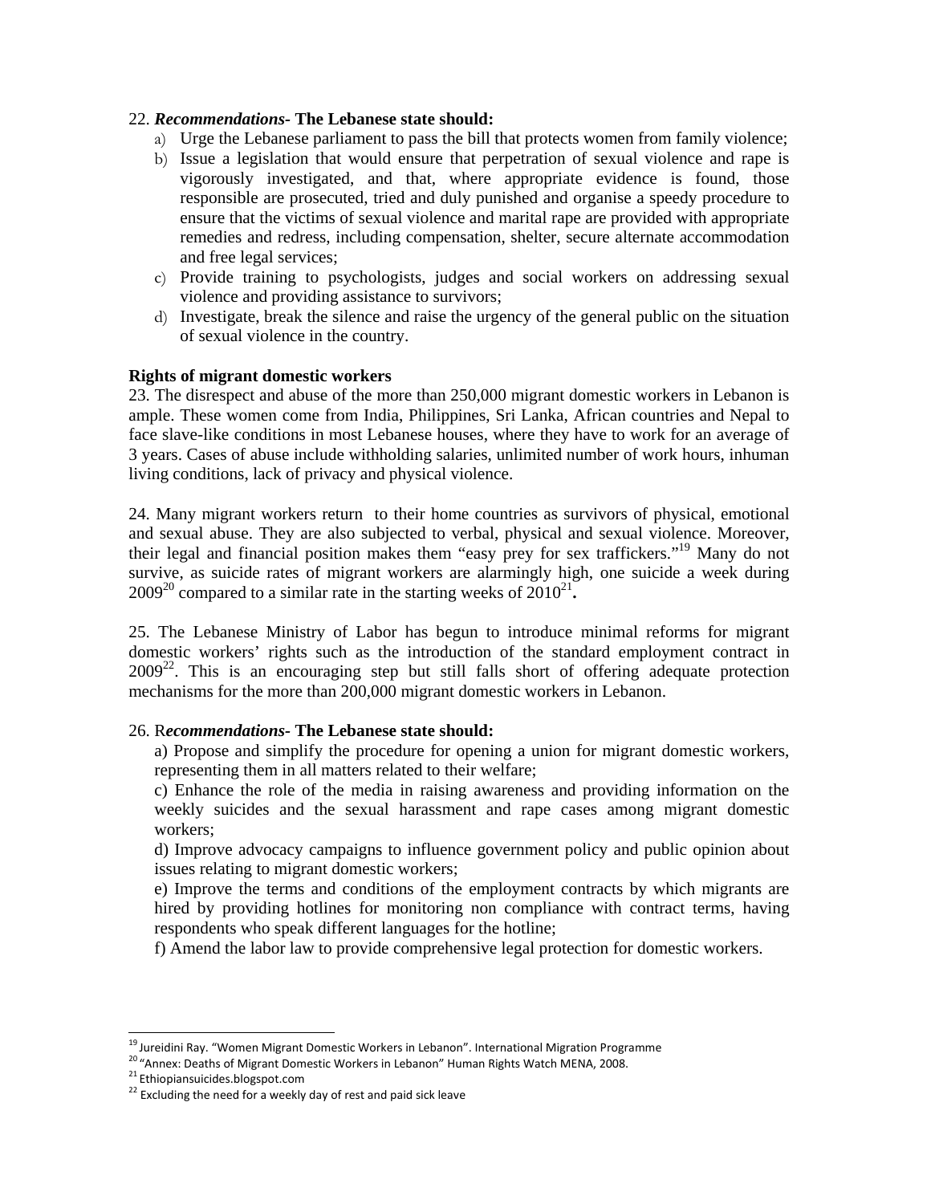22. ***Recommendations*- The Lebanese state should:**

a) Urge the Lebanese parliament to pass the bill that protects women from family violence;

b) Issue a legislation that would ensure that perpetration of sexual violence and rape is vigorously investigated, and that, where appropriate evidence is found, those responsible are prosecuted, tried and duly punished and organise a speedy procedure to ensure that the victims of sexual violence and marital rape are provided with appropriate remedies and redress, including compensation, shelter, secure alternate accommodation and free legal services;

c) Provide training to psychologists, judges and social workers on addressing sexual violence and providing assistance to survivors;

d) Investigate, break the silence and raise the urgency of the general public on the situation of sexual violence in the country.

**Rights of migrant domestic workers**

23. The disrespect and abuse of the more than 250,000 migrant domestic workers in Lebanon is ample. These women come from India, Philippines, Sri Lanka, African countries and Nepal to face slave-like conditions in most Lebanese houses, where they have to work for an average of 3 years. Cases of abuse include withholding salaries, unlimited number of work hours, inhuman living conditions, lack of privacy and physical violence.

24. Many migrant workers return to their home countries as survivors of physical, emotional and sexual abuse. They are also subjected to verbal, physical and sexual violence. Moreover, their legal and financial position makes them "easy prey for sex traffickers."[19] Many do not survive, as suicide rates of migrant workers are alarmingly high, one suicide a week during 2009[20] compared to a similar rate in the starting weeks of 2010[21]**.**

25. The Lebanese Ministry of Labor has begun to introduce minimal reforms for migrant domestic workers' rights such as the introduction of the standard employment contract in 2009[22]. This is an encouraging step but still falls short of offering adequate protection mechanisms for the more than 200,000 migrant domestic workers in Lebanon.

26. **R*ecommendations*- The Lebanese state should:**

a) Propose and simplify the procedure for opening a union for migrant domestic workers, representing them in all matters related to their welfare;

c) Enhance the role of the media in raising awareness and providing information on the weekly suicides and the sexual harassment and rape cases among migrant domestic workers;

d) Improve advocacy campaigns to influence government policy and public opinion about issues relating to migrant domestic workers;

e) Improve the terms and conditions of the employment contracts by which migrants are hired by providing hotlines for monitoring non compliance with contract terms, having respondents who speak different languages for the hotline;

f) Amend the labor law to provide comprehensive legal protection for domestic workers.

---

[19] Jureidini Ray. "Women Migrant Domestic Workers in Lebanon". International Migration Programme

[20] "Annex: Deaths of Migrant Domestic Workers in Lebanon" Human Rights Watch MENA, 2008.

[21] Ethiopiansuicides.blogspot.com

[22] Excluding the need for a weekly day of rest and paid sick leave